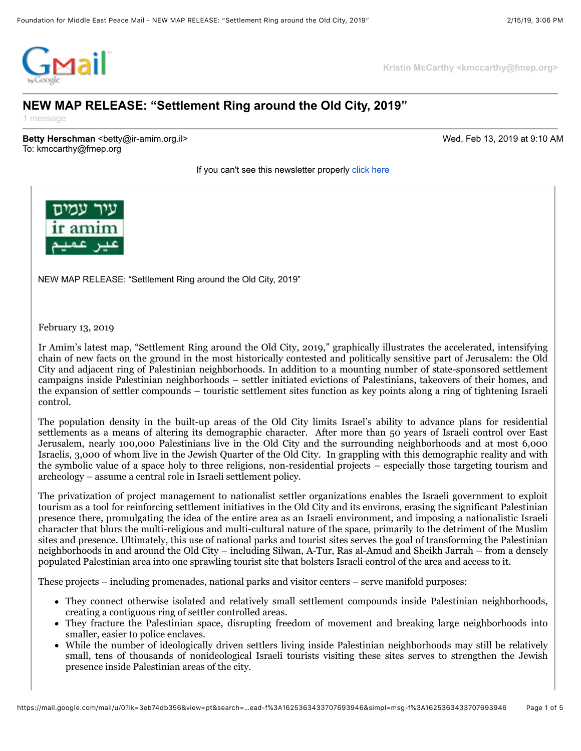Kristin McCarthy <kmccarthy@fmep.org>

# NEW MAP RELEASE: "Settlement Ring around the Old City, 2019"

1 message

**Betty Herschman** <betty@ir-amim.org.il>
To: kmccarthy@fmep.org

Wed, Feb 13, 2019 at 9:10 AM

If you can't see this newsletter properly click here

עיר עמים
ir amim
عير عميم

NEW MAP RELEASE: "Settlement Ring around the Old City, 2019"

February 13, 2019

Ir Amim's latest map, "Settlement Ring around the Old City, 2019," graphically illustrates the accelerated, intensifying chain of new facts on the ground in the most historically contested and politically sensitive part of Jerusalem: the Old City and adjacent ring of Palestinian neighborhoods. In addition to a mounting number of state-sponsored settlement campaigns inside Palestinian neighborhoods – settler initiated evictions of Palestinians, takeovers of their homes, and the expansion of settler compounds – touristic settlement sites function as key points along a ring of tightening Israeli control.

The population density in the built-up areas of the Old City limits Israel's ability to advance plans for residential settlements as a means of altering its demographic character. After more than 50 years of Israeli control over East Jerusalem, nearly 100,000 Palestinians live in the Old City and the surrounding neighborhoods and at most 6,000 Israelis, 3,000 of whom live in the Jewish Quarter of the Old City. In grappling with this demographic reality and with the symbolic value of a space holy to three religions, non-residential projects – especially those targeting tourism and archeology – assume a central role in Israeli settlement policy.

The privatization of project management to nationalist settler organizations enables the Israeli government to exploit tourism as a tool for reinforcing settlement initiatives in the Old City and its environs, erasing the significant Palestinian presence there, promulgating the idea of the entire area as an Israeli environment, and imposing a nationalistic Israeli character that blurs the multi-religious and multi-cultural nature of the space, primarily to the detriment of the Muslim sites and presence. Ultimately, this use of national parks and tourist sites serves the goal of transforming the Palestinian neighborhoods in and around the Old City – including Silwan, A-Tur, Ras al-Amud and Sheikh Jarrah – from a densely populated Palestinian area into one sprawling tourist site that bolsters Israeli control of the area and access to it.

These projects – including promenades, national parks and visitor centers – serve manifold purposes:

- They connect otherwise isolated and relatively small settlement compounds inside Palestinian neighborhoods, creating a contiguous ring of settler controlled areas.
- They fracture the Palestinian space, disrupting freedom of movement and breaking large neighborhoods into smaller, easier to police enclaves.
- While the number of ideologically driven settlers living inside Palestinian neighborhoods may still be relatively small, tens of thousands of nonideological Israeli tourists visiting these sites serves to strengthen the Jewish presence inside Palestinian areas of the city.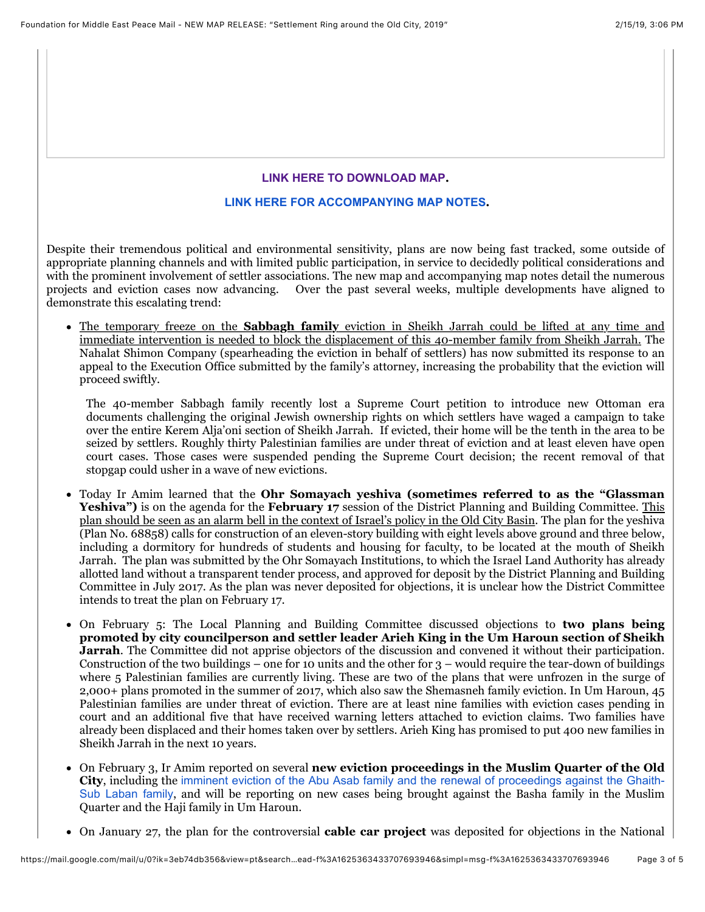**LINK HERE TO DOWNLOAD MAP.**

**LINK HERE FOR ACCOMPANYING MAP NOTES.**

Despite their tremendous political and environmental sensitivity, plans are now being fast tracked, some outside of appropriate planning channels and with limited public participation, in service to decidedly political considerations and with the prominent involvement of settler associations. The new map and accompanying map notes detail the numerous projects and eviction cases now advancing. Over the past several weeks, multiple developments have aligned to demonstrate this escalating trend:

- The temporary freeze on the **Sabbagh family** eviction in Sheikh Jarrah could be lifted at any time and immediate intervention is needed to block the displacement of this 40-member family from Sheikh Jarrah. The Nahalat Shimon Company (spearheading the eviction in behalf of settlers) has now submitted its response to an appeal to the Execution Office submitted by the family's attorney, increasing the probability that the eviction will proceed swiftly.

  The 40-member Sabbagh family recently lost a Supreme Court petition to introduce new Ottoman era documents challenging the original Jewish ownership rights on which settlers have waged a campaign to take over the entire Kerem Alja'oni section of Sheikh Jarrah. If evicted, their home will be the tenth in the area to be seized by settlers. Roughly thirty Palestinian families are under threat of eviction and at least eleven have open court cases. Those cases were suspended pending the Supreme Court decision; the recent removal of that stopgap could usher in a wave of new evictions.

- Today Ir Amim learned that the **Ohr Somayach yeshiva (sometimes referred to as the "Glassman Yeshiva")** is on the agenda for the **February 17** session of the District Planning and Building Committee. This plan should be seen as an alarm bell in the context of Israel's policy in the Old City Basin. The plan for the yeshiva (Plan No. 68858) calls for construction of an eleven-story building with eight levels above ground and three below, including a dormitory for hundreds of students and housing for faculty, to be located at the mouth of Sheikh Jarrah. The plan was submitted by the Ohr Somayach Institutions, to which the Israel Land Authority has already allotted land without a transparent tender process, and approved for deposit by the District Planning and Building Committee in July 2017. As the plan was never deposited for objections, it is unclear how the District Committee intends to treat the plan on February 17.

- On February 5: The Local Planning and Building Committee discussed objections to **two plans being promoted by city councilperson and settler leader Arieh King in the Um Haroun section of Sheikh Jarrah**. The Committee did not apprise objectors of the discussion and convened it without their participation. Construction of the two buildings – one for 10 units and the other for 3 – would require the tear-down of buildings where 5 Palestinian families are currently living. These are two of the plans that were unfrozen in the surge of 2,000+ plans promoted in the summer of 2017, which also saw the Shemasneh family eviction. In Um Haroun, 45 Palestinian families are under threat of eviction. There are at least nine families with eviction cases pending in court and an additional five that have received warning letters attached to eviction claims. Two families have already been displaced and their homes taken over by settlers. Arieh King has promised to put 400 new families in Sheikh Jarrah in the next 10 years.

- On February 3, Ir Amim reported on several **new eviction proceedings in the Muslim Quarter of the Old City**, including the imminent eviction of the Abu Asab family and the renewal of proceedings against the Ghaith-Sub Laban family, and will be reporting on new cases being brought against the Basha family in the Muslim Quarter and the Haji family in Um Haroun.

- On January 27, the plan for the controversial **cable car project** was deposited for objections in the National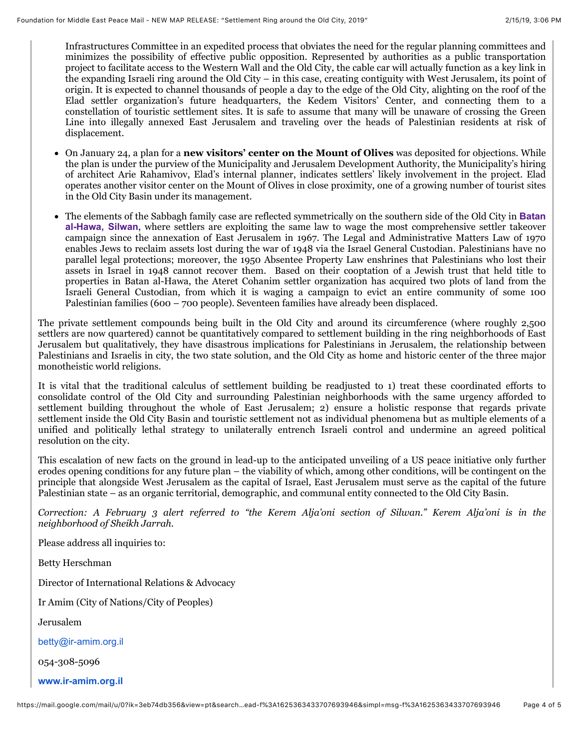Infrastructures Committee in an expedited process that obviates the need for the regular planning committees and minimizes the possibility of effective public opposition. Represented by authorities as a public transportation project to facilitate access to the Western Wall and the Old City, the cable car will actually function as a key link in the expanding Israeli ring around the Old City – in this case, creating contiguity with West Jerusalem, its point of origin. It is expected to channel thousands of people a day to the edge of the Old City, alighting on the roof of the Elad settler organization's future headquarters, the Kedem Visitors' Center, and connecting them to a constellation of touristic settlement sites. It is safe to assume that many will be unaware of crossing the Green Line into illegally annexed East Jerusalem and traveling over the heads of Palestinian residents at risk of displacement.

- On January 24, a plan for a **new visitors' center on the Mount of Olives** was deposited for objections. While the plan is under the purview of the Municipality and Jerusalem Development Authority, the Municipality's hiring of architect Arie Rahamivov, Elad's internal planner, indicates settlers' likely involvement in the project. Elad operates another visitor center on the Mount of Olives in close proximity, one of a growing number of tourist sites in the Old City Basin under its management.
- The elements of the Sabbagh family case are reflected symmetrically on the southern side of the Old City in **Batan al-Hawa, Silwan**, where settlers are exploiting the same law to wage the most comprehensive settler takeover campaign since the annexation of East Jerusalem in 1967. The Legal and Administrative Matters Law of 1970 enables Jews to reclaim assets lost during the war of 1948 via the Israel General Custodian. Palestinians have no parallel legal protections; moreover, the 1950 Absentee Property Law enshrines that Palestinians who lost their assets in Israel in 1948 cannot recover them. Based on their cooptation of a Jewish trust that held title to properties in Batan al-Hawa, the Ateret Cohanim settler organization has acquired two plots of land from the Israeli General Custodian, from which it is waging a campaign to evict an entire community of some 100 Palestinian families (600 – 700 people). Seventeen families have already been displaced.

The private settlement compounds being built in the Old City and around its circumference (where roughly 2,500 settlers are now quartered) cannot be quantitatively compared to settlement building in the ring neighborhoods of East Jerusalem but qualitatively, they have disastrous implications for Palestinians in Jerusalem, the relationship between Palestinians and Israelis in city, the two state solution, and the Old City as home and historic center of the three major monotheistic world religions.

It is vital that the traditional calculus of settlement building be readjusted to 1) treat these coordinated efforts to consolidate control of the Old City and surrounding Palestinian neighborhoods with the same urgency afforded to settlement building throughout the whole of East Jerusalem; 2) ensure a holistic response that regards private settlement inside the Old City Basin and touristic settlement not as individual phenomena but as multiple elements of a unified and politically lethal strategy to unilaterally entrench Israeli control and undermine an agreed political resolution on the city.

This escalation of new facts on the ground in lead-up to the anticipated unveiling of a US peace initiative only further erodes opening conditions for any future plan – the viability of which, among other conditions, will be contingent on the principle that alongside West Jerusalem as the capital of Israel, East Jerusalem must serve as the capital of the future Palestinian state – as an organic territorial, demographic, and communal entity connected to the Old City Basin.

*Correction: A February 3 alert referred to "the Kerem Alja'oni section of Silwan." Kerem Alja'oni is in the neighborhood of Sheikh Jarrah.*

Please address all inquiries to:

Betty Herschman

Director of International Relations & Advocacy

Ir Amim (City of Nations/City of Peoples)

Jerusalem

betty@ir-amim.org.il

054-308-5096

**www.ir-amim.org.il**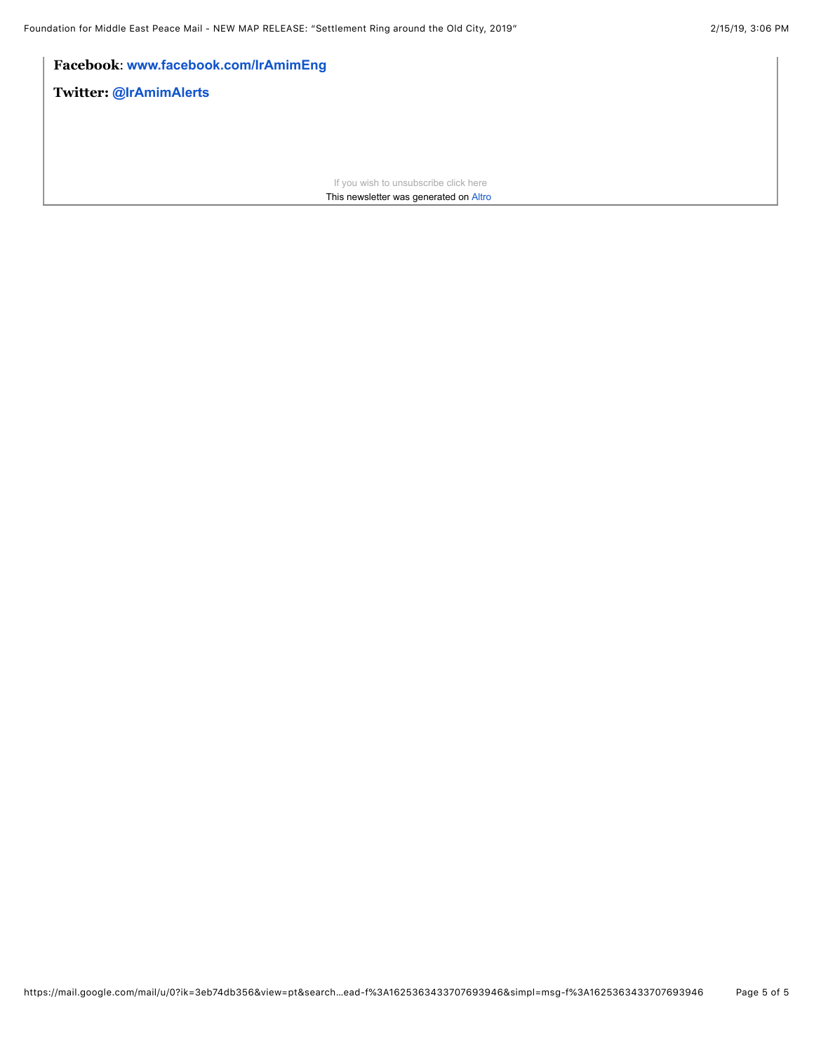**Facebook**: **www.facebook.com/IrAmimEng**

**Twitter: @IrAmimAlerts**

If you wish to unsubscribe click here

This newsletter was generated on Altro